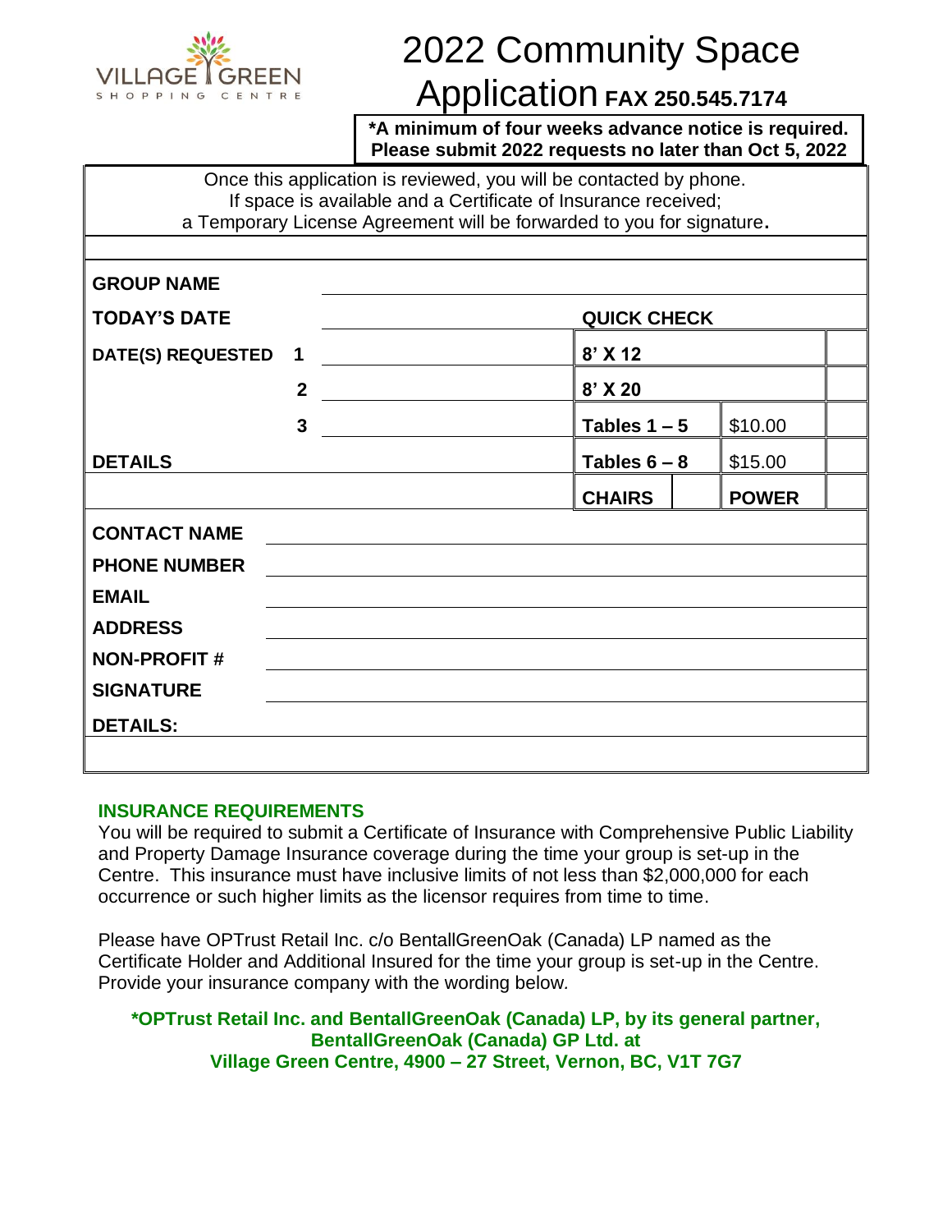VILLAGE GREEN SHOPPING CENTRE

# 2022 Community Space Application FAX 250.545.7174

**\*A minimum of four weeks advance notice is required. Please submit 2022 requests no later than Oct 5, 2022**

Once this application is reviewed, you will be contacted by phone.
If space is available and a Certificate of Insurance received;
a Temporary License Agreement will be forwarded to you for signature.

| | | | | | |
|---|---|---|---|---|---|
| **GROUP NAME** | | | | | |
| **TODAY'S DATE** | | **QUICK CHECK** | | | |
| **DATE(S) REQUESTED** | **1** | **8' X 12** | | | |
| | **2** | **8' X 20** | | | |
| | **3** | **Tables 1 – 5** | | $10.00 | |
| **DETAILS** | | **Tables 6 – 8** | | $15.00 | |
| | | **CHAIRS** | | **POWER** | |

| | |
|---|---|
| **CONTACT NAME** | |
| **PHONE NUMBER** | |
| **EMAIL** | |
| **ADDRESS** | |
| **NON-PROFIT #** | |
| **SIGNATURE** | |
| **DETAILS:** | |

## INSURANCE REQUIREMENTS

You will be required to submit a Certificate of Insurance with Comprehensive Public Liability and Property Damage Insurance coverage during the time your group is set-up in the Centre. This insurance must have inclusive limits of not less than $2,000,000 for each occurrence or such higher limits as the licensor requires from time to time.

Please have OPTrust Retail Inc. c/o BentallGreenOak (Canada) LP named as the Certificate Holder and Additional Insured for the time your group is set-up in the Centre. Provide your insurance company with the wording below.

**\*OPTrust Retail Inc. and BentallGreenOak (Canada) LP, by its general partner, BentallGreenOak (Canada) GP Ltd. at Village Green Centre, 4900 – 27 Street, Vernon, BC, V1T 7G7**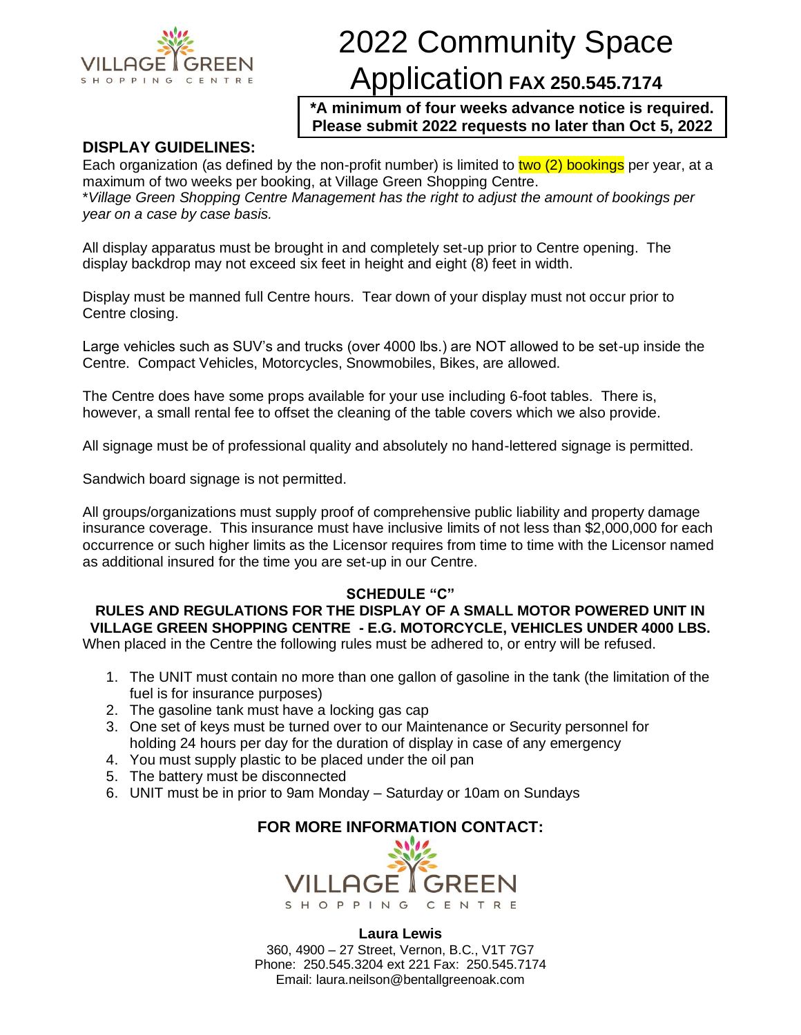# 2022 Community Space Application **FAX 250.545.7174**

**\*A minimum of four weeks advance notice is required. Please submit 2022 requests no later than Oct 5, 2022**

## DISPLAY GUIDELINES:

Each organization (as defined by the non-profit number) is limited to two (2) bookings per year, at a maximum of two weeks per booking, at Village Green Shopping Centre.
*\*Village Green Shopping Centre Management has the right to adjust the amount of bookings per year on a case by case basis.*

All display apparatus must be brought in and completely set-up prior to Centre opening. The display backdrop may not exceed six feet in height and eight (8) feet in width.

Display must be manned full Centre hours. Tear down of your display must not occur prior to Centre closing.

Large vehicles such as SUV's and trucks (over 4000 lbs.) are NOT allowed to be set-up inside the Centre. Compact Vehicles, Motorcycles, Snowmobiles, Bikes, are allowed.

The Centre does have some props available for your use including 6-foot tables. There is, however, a small rental fee to offset the cleaning of the table covers which we also provide.

All signage must be of professional quality and absolutely no hand-lettered signage is permitted.

Sandwich board signage is not permitted.

All groups/organizations must supply proof of comprehensive public liability and property damage insurance coverage. This insurance must have inclusive limits of not less than $2,000,000 for each occurrence or such higher limits as the Licensor requires from time to time with the Licensor named as additional insured for the time you are set-up in our Centre.

### SCHEDULE "C"

### RULES AND REGULATIONS FOR THE DISPLAY OF A SMALL MOTOR POWERED UNIT IN VILLAGE GREEN SHOPPING CENTRE - E.G. MOTORCYCLE, VEHICLES UNDER 4000 LBS.

When placed in the Centre the following rules must be adhered to, or entry will be refused.

1. The UNIT must contain no more than one gallon of gasoline in the tank (the limitation of the fuel is for insurance purposes)
2. The gasoline tank must have a locking gas cap
3. One set of keys must be turned over to our Maintenance or Security personnel for holding 24 hours per day for the duration of display in case of any emergency
4. You must supply plastic to be placed under the oil pan
5. The battery must be disconnected
6. UNIT must be in prior to 9am Monday – Saturday or 10am on Sundays

### FOR MORE INFORMATION CONTACT:

VILLAGE GREEN SHOPPING CENTRE

**Laura Lewis**
360, 4900 – 27 Street, Vernon, B.C., V1T 7G7
Phone: 250.545.3204 ext 221 Fax: 250.545.7174
Email: laura.neilson@bentallgreenoak.com